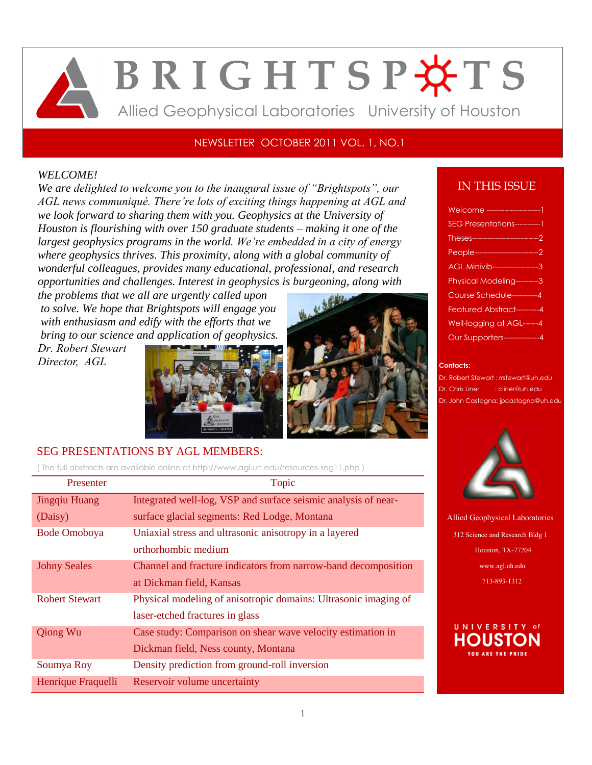# BRIGHTSPOTS

Allied Geophysical Laboratories University of Houston

NEWSLETTER OCTOBER 2011 VOL. 1, NO.1

*WELCOME!*

*We are delighted to welcome you to the inaugural issue of "Brightspots", our AGL news communiqué. There're lots of exciting things happening at AGL and we look forward to sharing them with you. Geophysics at the University of Houston is flourishing with over 150 graduate students – making it one of the largest geophysics programs in the world. We're embedded in a city of energy where geophysics thrives. This proximity, along with a global community of wonderful colleagues, provides many educational, professional, and research opportunities and challenges. Interest in geophysics is burgeoning, along with the problems that we all are urgently called upon to solve. We hope that Brightspots will engage you with enthusiasm and edify with the efforts that we bring to our science and application of geophysics.*

*Dr. Robert Stewart*
*Director, AGL*

## SEG PRESENTATIONS BY AGL MEMBERS:

( The full abstracts are available online at http://www.agl.uh.edu/resources-seg11.php )

| Presenter | Topic |
|---|---|
| Jingqiu Huang (Daisy) | Integrated well-log, VSP and surface seismic analysis of near-surface glacial segments: Red Lodge, Montana |
| Bode Omoboya | Uniaxial stress and ultrasonic anisotropy in a layered orthorhombic medium |
| Johny Seales | Channel and fracture indicators from narrow-band decomposition at Dickman field, Kansas |
| Robert Stewart | Physical modeling of anisotropic domains: Ultrasonic imaging of laser-etched fractures in glass |
| Qiong Wu | Case study: Comparison on shear wave velocity estimation in Dickman field, Ness county, Montana |
| Soumya Roy | Density prediction from ground-roll inversion |
| Henrique Fraquelli | Reservoir volume uncertainty |

## IN THIS ISSUE

- Welcome ---------------------1
- SEG Presentations----------1
- Theses--------------------------2
- People-------------------------2
- AGL Minivib------------------3
- Physical Modeling---------3
- Course Schedule----------4
- Featured Abstract---------4
- Well-logging at AGL------4
- Our Supporters--------------4

**Contacts:**

Dr. Robert Stewart : rrstewart@uh.edu
Dr. Chris Liner : cliner@uh.edu
Dr. John Castagna: jpcastagna@uh.edu

Allied Geophysical Laboratories
312 Science and Research Bldg 1
Houston, TX-77204
www.agl.uh.edu
713-893-1312

UNIVERSITY of HOUSTON
YOU ARE THE PRIDE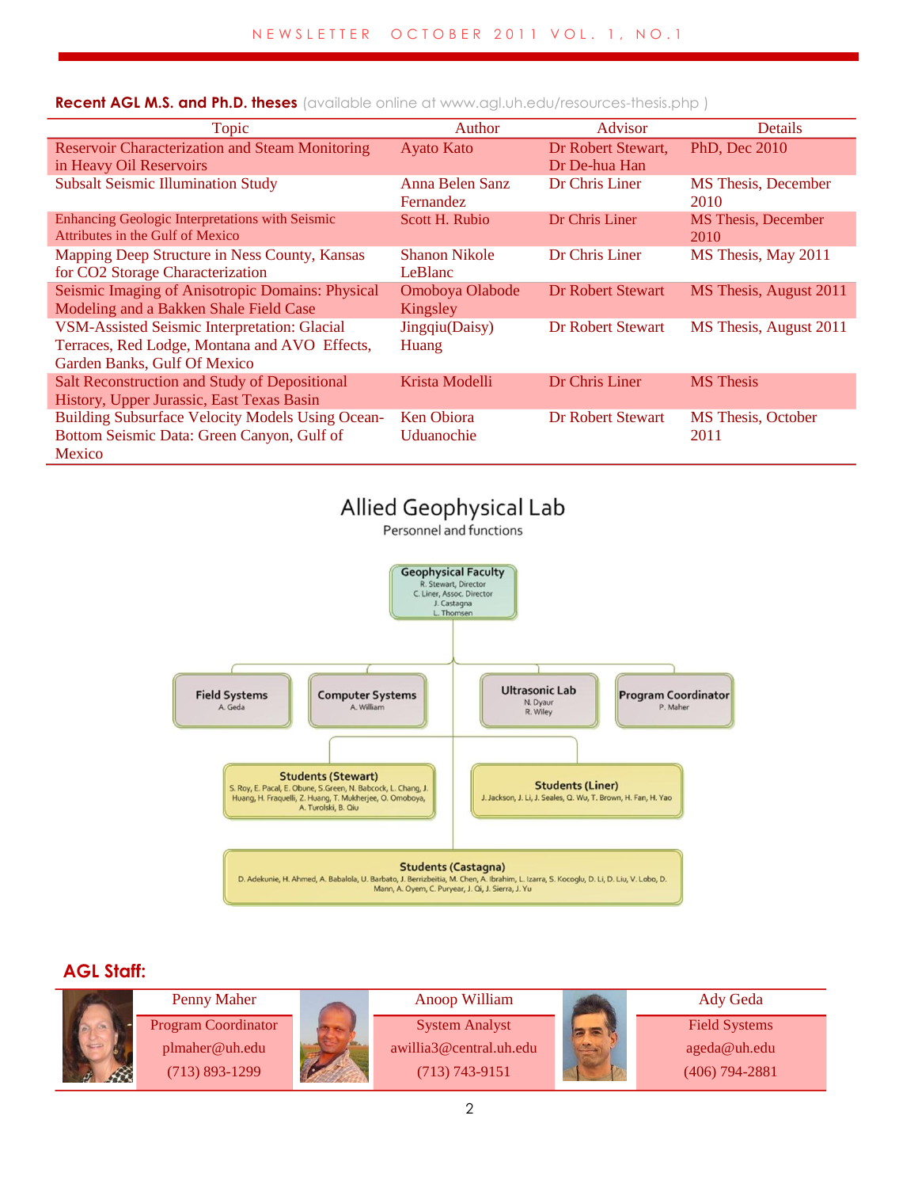**Recent AGL M.S. and Ph.D. theses** (available online at www.agl.uh.edu/resources-thesis.php )

| Topic | Author | Advisor | Details |
|---|---|---|---|
| Reservoir Characterization and Steam Monitoring in Heavy Oil Reservoirs | Ayato Kato | Dr Robert Stewart, Dr De-hua Han | PhD, Dec 2010 |
| Subsalt Seismic Illumination Study | Anna Belen Sanz Fernandez | Dr Chris Liner | MS Thesis, December 2010 |
| Enhancing Geologic Interpretations with Seismic Attributes in the Gulf of Mexico | Scott H. Rubio | Dr Chris Liner | MS Thesis, December 2010 |
| Mapping Deep Structure in Ness County, Kansas for CO2 Storage Characterization | Shanon Nikole LeBlanc | Dr Chris Liner | MS Thesis, May 2011 |
| Seismic Imaging of Anisotropic Domains: Physical Modeling and a Bakken Shale Field Case | Omoboya Olabode Kingsley | Dr Robert Stewart | MS Thesis, August 2011 |
| VSM-Assisted Seismic Interpretation: Glacial Terraces, Red Lodge, Montana and AVO Effects, Garden Banks, Gulf Of Mexico | Jingqiu(Daisy) Huang | Dr Robert Stewart | MS Thesis, August 2011 |
| Salt Reconstruction and Study of Depositional History, Upper Jurassic, East Texas Basin | Krista Modelli | Dr Chris Liner | MS Thesis |
| Building Subsurface Velocity Models Using Ocean-Bottom Seismic Data: Green Canyon, Gulf of Mexico | Ken Obiora Uduanochie | Dr Robert Stewart | MS Thesis, October 2011 |

## Allied Geophysical Lab

Personnel and functions

- **Geophysical Faculty**: R. Stewart, Director; C. Liner, Assoc. Director; J. Castagna; L. Thomsen
  - **Field Systems**: A. Geda
  - **Computer Systems**: A. William
  - **Ultrasonic Lab**: N. Dyaur, R. Wiley
  - **Program Coordinator**: P. Maher
  - **Students (Stewart)**: S. Roy, E. Pacal, E. Obune, S.Green, N. Babcock, L. Chang, J. Huang, H. Fraquelli, Z. Huang, T. Mukherjee, O. Omoboya, A. Turolski, B. Qiu
  - **Students (Liner)**: J. Jackson, J. Li, J. Seales, Q. Wu, T. Brown, H. Fan, H. Yao
  - **Students (Castagna)**: D. Adekunle, H. Ahmed, A. Babalola, U. Barbato, J. Berrizbeitia, M. Chen, A. Ibrahim, L. Izarra, S. Kocoglu, D. Li, D. Liu, V. Lobo, D. Mann, A. Oyem, C. Puryear, J. Qi, J. Sierra, J. Yu

## AGL Staff:

| Penny Maher | Anoop William | Ady Geda |
|---|---|---|
| Program Coordinator | System Analyst | Field Systems |
| plmaher@uh.edu | awillia3@central.uh.edu | ageda@uh.edu |
| (713) 893-1299 | (713) 743-9151 | (406) 794-2881 |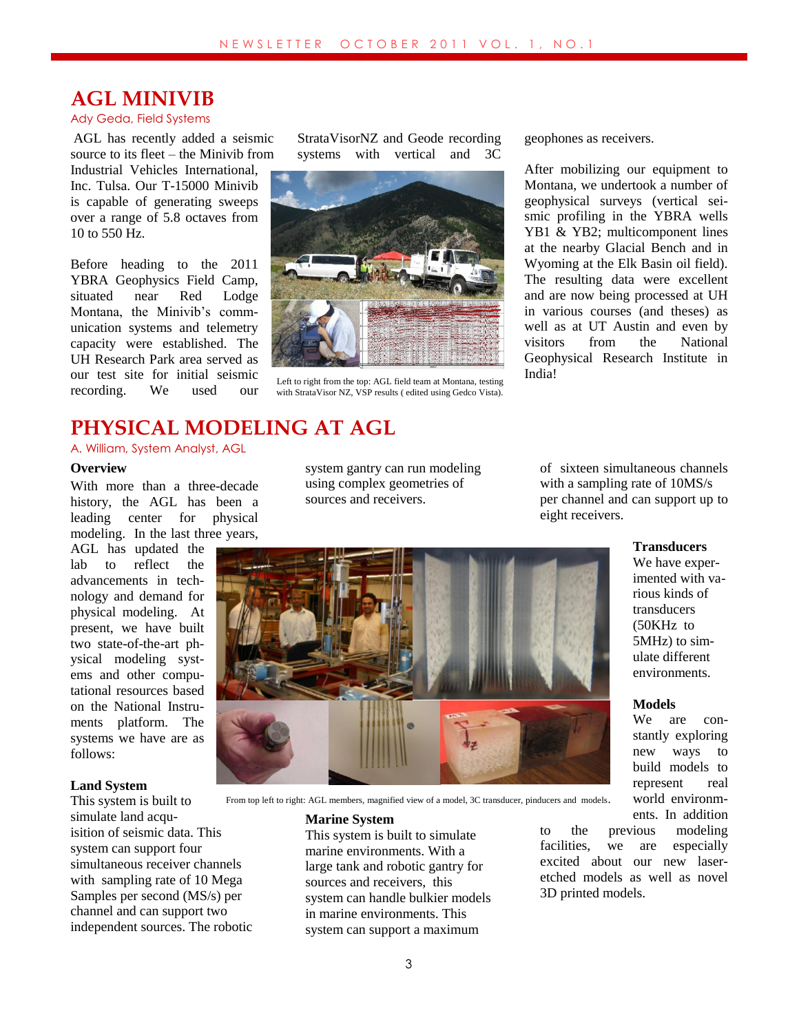## AGL MINIVIB

Ady Geda, Field Systems

AGL has recently added a seismic source to its fleet – the Minivib from Industrial Vehicles International, Inc. Tulsa. Our T-15000 Minivib is capable of generating sweeps over a range of 5.8 octaves from 10 to 550 Hz.

Before heading to the 2011 YBRA Geophysics Field Camp, situated near Red Lodge Montana, the Minivib's communication systems and telemetry capacity were established. The UH Research Park area served as our test site for initial seismic recording. We used our StrataVisorNZ and Geode recording systems with vertical and 3C geophones as receivers.

Left to right from the top: AGL field team at Montana, testing with StrataVisor NZ, VSP results ( edited using Gedco Vista).

After mobilizing our equipment to Montana, we undertook a number of geophysical surveys (vertical seismic profiling in the YBRA wells YB1 & YB2; multicomponent lines at the nearby Glacial Bench and in Wyoming at the Elk Basin oil field). The resulting data were excellent and are now being processed at UH in various courses (and theses) as well as at UT Austin and even by visitors from the National Geophysical Research Institute in India!

## PHYSICAL MODELING AT AGL

A. William, System Analyst, AGL

### Overview

With more than a three-decade history, the AGL has been a leading center for physical modeling. In the last three years, AGL has updated the lab to reflect the advancements in technology and demand for physical modeling. At present, we have built two state-of-the-art physical modeling systems and other computational resources based on the National Instruments platform. The systems we have are as follows:

### Land System

This system is built to simulate land acquisition of seismic data. This system can support four simultaneous receiver channels with sampling rate of 10 Mega Samples per second (MS/s) per channel and can support two independent sources. The robotic system gantry can run modeling using complex geometries of sources and receivers.

From top left to right: AGL members, magnified view of a model, 3C transducer, pinducers and models.

### Marine System

This system is built to simulate marine environments. With a large tank and robotic gantry for sources and receivers, this system can handle bulkier models in marine environments. This system can support a maximum of sixteen simultaneous channels with a sampling rate of 10MS/s per channel and can support up to eight receivers.

### Transducers

We have experimented with various kinds of transducers (50KHz to 5MHz) to simulate different environments.

### Models

We are constantly exploring new ways to build models to represent real world environments. In addition to the previous modeling facilities, we are especially excited about our new laser-etched models as well as novel 3D printed models.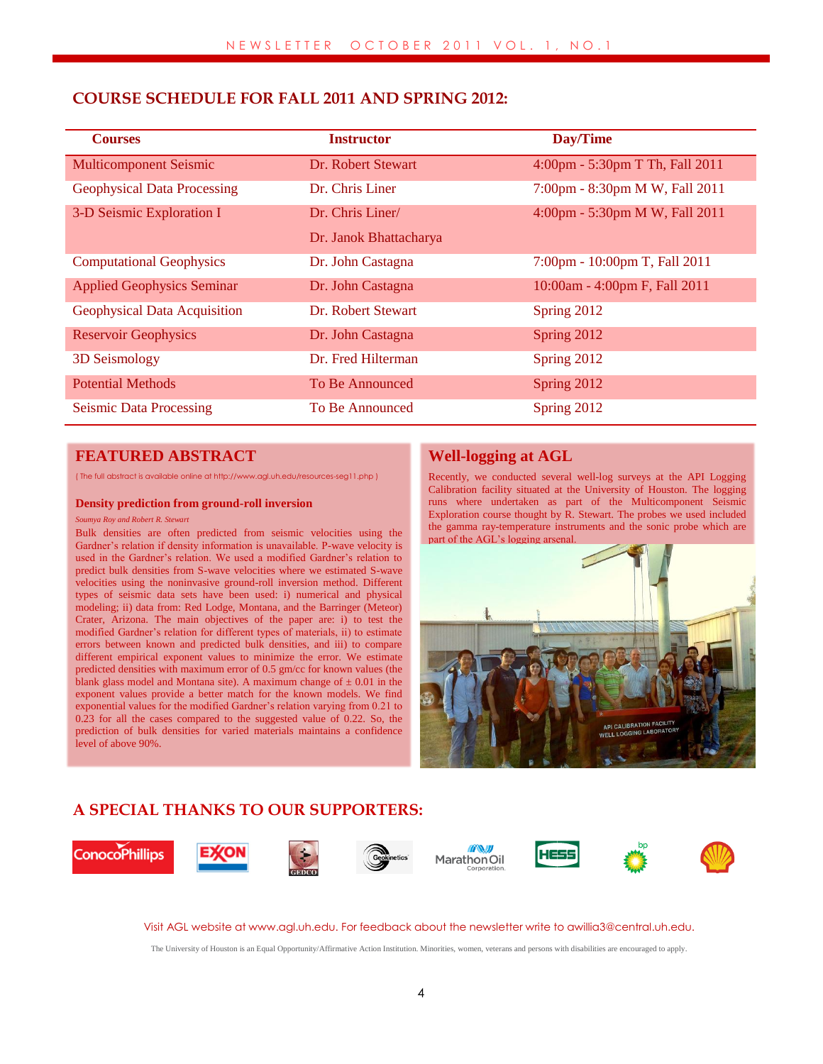## COURSE SCHEDULE FOR FALL 2011 AND SPRING 2012:

| Courses | Instructor | Day/Time |
|---|---|---|
| Multicomponent Seismic | Dr. Robert Stewart | 4:00pm - 5:30pm T Th, Fall 2011 |
| Geophysical Data Processing | Dr. Chris Liner | 7:00pm - 8:30pm M W, Fall 2011 |
| 3-D Seismic Exploration I | Dr. Chris Liner/ Dr. Janok Bhattacharya | 4:00pm - 5:30pm M W, Fall 2011 |
| Computational Geophysics | Dr. John Castagna | 7:00pm - 10:00pm T, Fall 2011 |
| Applied Geophysics Seminar | Dr. John Castagna | 10:00am - 4:00pm F, Fall 2011 |
| Geophysical Data Acquisition | Dr. Robert Stewart | Spring 2012 |
| Reservoir Geophysics | Dr. John Castagna | Spring 2012 |
| 3D Seismology | Dr. Fred Hilterman | Spring 2012 |
| Potential Methods | To Be Announced | Spring 2012 |
| Seismic Data Processing | To Be Announced | Spring 2012 |

## FEATURED ABSTRACT

( The full abstract is available online at http://www.agl.uh.edu/resources-seg11.php )

### Density prediction from ground-roll inversion

*Soumya Roy and Robert R. Stewart*

Bulk densities are often predicted from seismic velocities using the Gardner's relation if density information is unavailable. P-wave velocity is used in the Gardner's relation. We used a modified Gardner's relation to predict bulk densities from S-wave velocities where we estimated S-wave velocities using the noninvasive ground-roll inversion method. Different types of seismic data sets have been used: i) numerical and physical modeling; ii) data from: Red Lodge, Montana, and the Barringer (Meteor) Crater, Arizona. The main objectives of the paper are: i) to test the modified Gardner's relation for different types of materials, ii) to estimate errors between known and predicted bulk densities, and iii) to compare different empirical exponent values to minimize the error. We estimate predicted densities with maximum error of 0.5 gm/cc for known values (the blank glass model and Montana site). A maximum change of ± 0.01 in the exponent values provide a better match for the known models. We find exponential values for the modified Gardner's relation varying from 0.21 to 0.23 for all the cases compared to the suggested value of 0.22. So, the prediction of bulk densities for varied materials maintains a confidence level of above 90%.

## Well-logging at AGL

Recently, we conducted several well-log surveys at the API Logging Calibration facility situated at the University of Houston. The logging runs where undertaken as part of the Multicomponent Seismic Exploration course thought by R. Stewart. The probes we used included the gamma ray-temperature instruments and the sonic probe which are part of the AGL's logging arsenal.

## A SPECIAL THANKS TO OUR SUPPORTERS:

ConocoPhillips, EXXON, GEDCO, Geokinetics, Marathon Oil Corporation, HESS, bp, Shell

Visit AGL website at www.agl.uh.edu. For feedback about the newsletter write to awillia3@central.uh.edu.

The University of Houston is an Equal Opportunity/Affirmative Action Institution. Minorities, women, veterans and persons with disabilities are encouraged to apply.